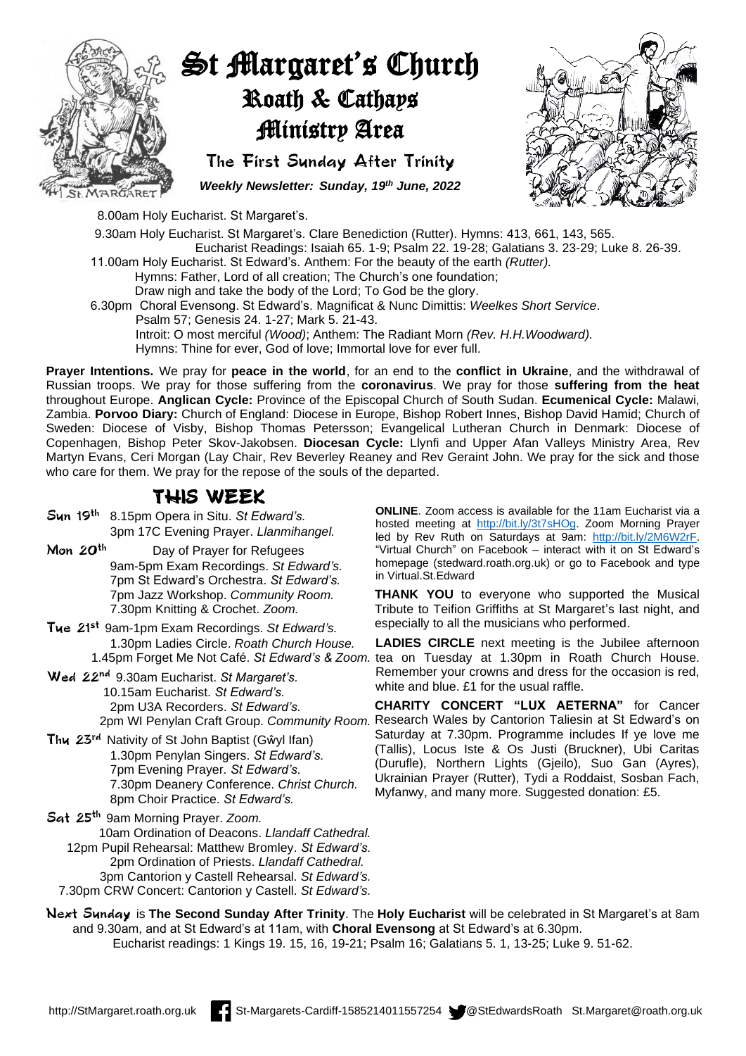# St Margaret's Church
## Roath & Cathays Ministry Area
### The First Sunday After Trinity

***Weekly Newsletter: Sunday, 19th June, 2022***

8.00am Holy Eucharist. St Margaret's.

9.30am Holy Eucharist. St Margaret's. Clare Benediction (Rutter). Hymns: 413, 661, 143, 565.
Eucharist Readings: Isaiah 65. 1-9; Psalm 22. 19-28; Galatians 3. 23-29; Luke 8. 26-39.

11.00am Holy Eucharist. St Edward's. Anthem: For the beauty of the earth *(Rutter).*
Hymns: Father, Lord of all creation; The Church's one foundation;
Draw nigh and take the body of the Lord; To God be the glory.

6.30pm Choral Evensong. St Edward's. Magnificat & Nunc Dimittis: *Weelkes Short Service*.
Psalm 57; Genesis 24. 1-27; Mark 5. 21-43.
Introit: O most merciful *(Wood)*; Anthem: The Radiant Morn *(Rev. H.H.Woodward).*
Hymns: Thine for ever, God of love; Immortal love for ever full.

**Prayer Intentions.** We pray for **peace in the world**, for an end to the **conflict in Ukraine**, and the withdrawal of Russian troops. We pray for those suffering from the **coronavirus**. We pray for those **suffering from the heat** throughout Europe. **Anglican Cycle:** Province of the Episcopal Church of South Sudan. **Ecumenical Cycle:** Malawi, Zambia. **Porvoo Diary:** Church of England: Diocese in Europe, Bishop Robert Innes, Bishop David Hamid; Church of Sweden: Diocese of Visby, Bishop Thomas Petersson; Evangelical Lutheran Church in Denmark: Diocese of Copenhagen, Bishop Peter Skov-Jakobsen. **Diocesan Cycle:** Llynfi and Upper Afan Valleys Ministry Area, Rev Martyn Evans, Ceri Morgan (Lay Chair, Rev Beverley Reaney and Rev Geraint John. We pray for the sick and those who care for them. We pray for the repose of the souls of the departed.

## THIS WEEK

**Sun 19th** 8.15pm Opera in Situ. *St Edward's.*
3pm 17C Evening Prayer. *Llanmihangel.*

**Mon 20th** Day of Prayer for Refugees
9am-5pm Exam Recordings. *St Edward's.*
7pm St Edward's Orchestra. *St Edward's.*
7pm Jazz Workshop. *Community Room.*
7.30pm Knitting & Crochet. *Zoom.*

**Tue 21st** 9am-1pm Exam Recordings. *St Edward's.*
1.30pm Ladies Circle. *Roath Church House.*
1.45pm Forget Me Not Café. *St Edward's & Zoom.*

**Wed 22nd** 9.30am Eucharist. *St Margaret's.*
10.15am Eucharist. *St Edward's.*
2pm U3A Recorders. *St Edward's.*
2pm WI Penylan Craft Group. *Community Room.*

**Thu 23rd** Nativity of St John Baptist (Gŵyl Ifan)
1.30pm Penylan Singers. *St Edward's.*
7pm Evening Prayer. *St Edward's.*
7.30pm Deanery Conference. *Christ Church.*
8pm Choir Practice. *St Edward's.*

**Sat 25th** 9am Morning Prayer. *Zoom.*
10am Ordination of Deacons. *Llandaff Cathedral.*
12pm Pupil Rehearsal: Matthew Bromley. *St Edward's.*
2pm Ordination of Priests. *Llandaff Cathedral.*
3pm Cantorion y Castell Rehearsal. *St Edward's.*
7.30pm CRW Concert: Cantorion y Castell. *St Edward's.*

**ONLINE**. Zoom access is available for the 11am Eucharist via a hosted meeting at http://bit.ly/3t7sHOg. Zoom Morning Prayer led by Rev Ruth on Saturdays at 9am: http://bit.ly/2M6W2rF. "Virtual Church" on Facebook – interact with it on St Edward's homepage (stedward.roath.org.uk) or go to Facebook and type in Virtual.St.Edward

**THANK YOU** to everyone who supported the Musical Tribute to Teifion Griffiths at St Margaret's last night, and especially to all the musicians who performed.

**LADIES CIRCLE** next meeting is the Jubilee afternoon tea on Tuesday at 1.30pm in Roath Church House. Remember your crowns and dress for the occasion is red, white and blue. £1 for the usual raffle.

**CHARITY CONCERT "LUX AETERNA"** for Cancer Research Wales by Cantorion Taliesin at St Edward's on Saturday at 7.30pm. Programme includes If ye love me (Tallis), Locus Iste & Os Justi (Bruckner), Ubi Caritas (Durufle), Northern Lights (Gjeilo), Suo Gan (Ayres), Ukrainian Prayer (Rutter), Tydi a Roddaist, Sosban Fach, Myfanwy, and many more. Suggested donation: £5.

**Next Sunday** is **The Second Sunday After Trinity**. The **Holy Eucharist** will be celebrated in St Margaret's at 8am and 9.30am, and at St Edward's at 11am, with **Choral Evensong** at St Edward's at 6.30pm.
Eucharist readings: 1 Kings 19. 15, 16, 19-21; Psalm 16; Galatians 5. 1, 13-25; Luke 9. 51-62.

http://StMargaret.roath.org.uk St-Margarets-Cardiff-1585214011557254 @StEdwardsRoath St.Margaret@roath.org.uk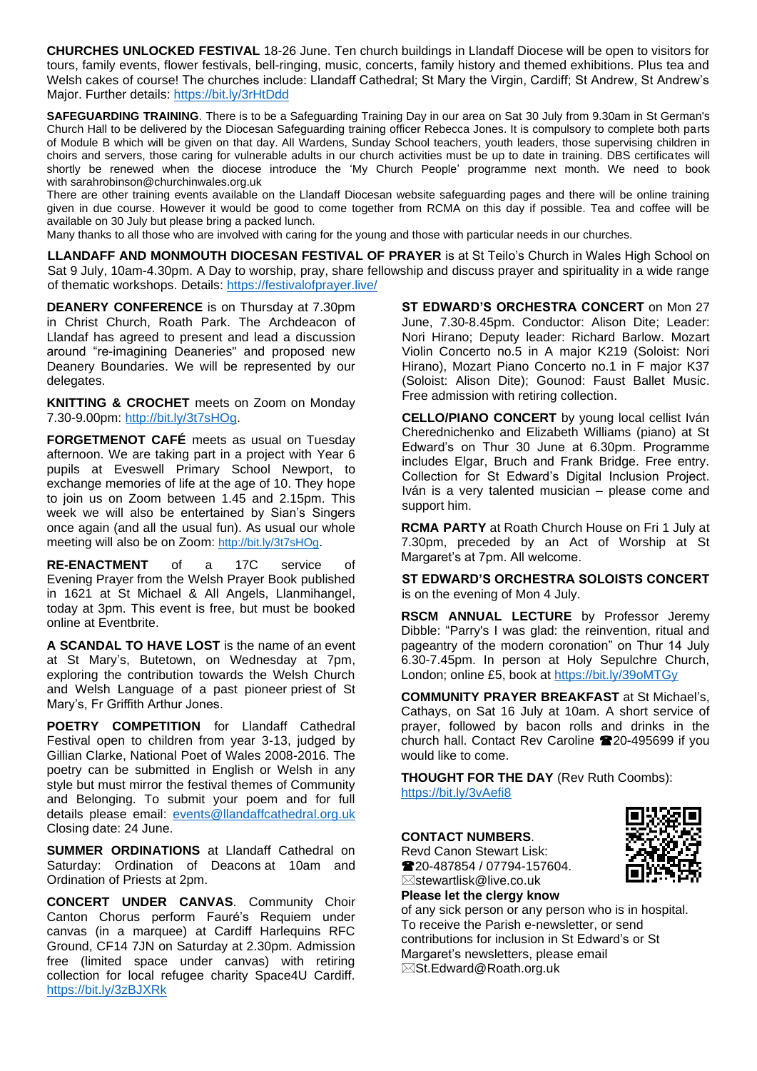**CHURCHES UNLOCKED FESTIVAL** 18-26 June. Ten church buildings in Llandaff Diocese will be open to visitors for tours, family events, flower festivals, bell-ringing, music, concerts, family history and themed exhibitions. Plus tea and Welsh cakes of course! The churches include: Llandaff Cathedral; St Mary the Virgin, Cardiff; St Andrew, St Andrew's Major. Further details: https://bit.ly/3rHtDdd

**SAFEGUARDING TRAINING**. There is to be a Safeguarding Training Day in our area on Sat 30 July from 9.30am in St German's Church Hall to be delivered by the Diocesan Safeguarding training officer Rebecca Jones. It is compulsory to complete both parts of Module B which will be given on that day. All Wardens, Sunday School teachers, youth leaders, those supervising children in choirs and servers, those caring for vulnerable adults in our church activities must be up to date in training. DBS certificates will shortly be renewed when the diocese introduce the 'My Church People' programme next month. We need to book with sarahrobinson@churchinwales.org.uk

There are other training events available on the Llandaff Diocesan website safeguarding pages and there will be online training given in due course. However it would be good to come together from RCMA on this day if possible. Tea and coffee will be available on 30 July but please bring a packed lunch.

Many thanks to all those who are involved with caring for the young and those with particular needs in our churches.

**LLANDAFF AND MONMOUTH DIOCESAN FESTIVAL OF PRAYER** is at St Teilo's Church in Wales High School on Sat 9 July, 10am-4.30pm. A Day to worship, pray, share fellowship and discuss prayer and spirituality in a wide range of thematic workshops. Details: https://festivalofprayer.live/

**DEANERY CONFERENCE** is on Thursday at 7.30pm in Christ Church, Roath Park. The Archdeacon of Llandaf has agreed to present and lead a discussion around "re-imagining Deaneries" and proposed new Deanery Boundaries. We will be represented by our delegates.

**KNITTING & CROCHET** meets on Zoom on Monday 7.30-9.00pm: http://bit.ly/3t7sHOg.

**FORGETMENOT CAFÉ** meets as usual on Tuesday afternoon. We are taking part in a project with Year 6 pupils at Eveswell Primary School Newport, to exchange memories of life at the age of 10. They hope to join us on Zoom between 1.45 and 2.15pm. This week we will also be entertained by Sian's Singers once again (and all the usual fun). As usual our whole meeting will also be on Zoom: http://bit.ly/3t7sHOg.

**RE-ENACTMENT** of a 17C service of Evening Prayer from the Welsh Prayer Book published in 1621 at St Michael & All Angels, Llanmihangel, today at 3pm. This event is free, but must be booked online at Eventbrite.

**A SCANDAL TO HAVE LOST** is the name of an event at St Mary's, Butetown, on Wednesday at 7pm, exploring the contribution towards the Welsh Church and Welsh Language of a past pioneer priest of St Mary's, Fr Griffith Arthur Jones.

**POETRY COMPETITION** for Llandaff Cathedral Festival open to children from year 3-13, judged by Gillian Clarke, National Poet of Wales 2008-2016. The poetry can be submitted in English or Welsh in any style but must mirror the festival themes of Community and Belonging. To submit your poem and for full details please email: events@llandaffcathedral.org.uk Closing date: 24 June.

**SUMMER ORDINATIONS** at Llandaff Cathedral on Saturday: Ordination of Deacons at 10am and Ordination of Priests at 2pm.

**CONCERT UNDER CANVAS**. Community Choir Canton Chorus perform Fauré's Requiem under canvas (in a marquee) at Cardiff Harlequins RFC Ground, CF14 7JN on Saturday at 2.30pm. Admission free (limited space under canvas) with retiring collection for local refugee charity Space4U Cardiff. https://bit.ly/3zBJXRk

**ST EDWARD'S ORCHESTRA CONCERT** on Mon 27 June, 7.30-8.45pm. Conductor: Alison Dite; Leader: Nori Hirano; Deputy leader: Richard Barlow. Mozart Violin Concerto no.5 in A major K219 (Soloist: Nori Hirano), Mozart Piano Concerto no.1 in F major K37 (Soloist: Alison Dite); Gounod: Faust Ballet Music. Free admission with retiring collection.

**CELLO/PIANO CONCERT** by young local cellist Iván Cherednichenko and Elizabeth Williams (piano) at St Edward's on Thur 30 June at 6.30pm. Programme includes Elgar, Bruch and Frank Bridge. Free entry. Collection for St Edward's Digital Inclusion Project. Iván is a very talented musician – please come and support him.

**RCMA PARTY** at Roath Church House on Fri 1 July at 7.30pm, preceded by an Act of Worship at St Margaret's at 7pm. All welcome.

**ST EDWARD'S ORCHESTRA SOLOISTS CONCERT** is on the evening of Mon 4 July.

**RSCM ANNUAL LECTURE** by Professor Jeremy Dibble: "Parry's I was glad: the reinvention, ritual and pageantry of the modern coronation" on Thur 14 July 6.30-7.45pm. In person at Holy Sepulchre Church, London; online £5, book at https://bit.ly/39oMTGy

**COMMUNITY PRAYER BREAKFAST** at St Michael's, Cathays, on Sat 16 July at 10am. A short service of prayer, followed by bacon rolls and drinks in the church hall. Contact Rev Caroline ☎20-495699 if you would like to come.

**THOUGHT FOR THE DAY** (Rev Ruth Coombs): https://bit.ly/3vAefi8

**CONTACT NUMBERS**.
Revd Canon Stewart Lisk:
☎20-487854 / 07794-157604.
✉stewartlisk@live.co.uk

**Please let the clergy know** of any sick person or any person who is in hospital. To receive the Parish e-newsletter, or send contributions for inclusion in St Edward's or St Margaret's newsletters, please email ✉St.Edward@Roath.org.uk